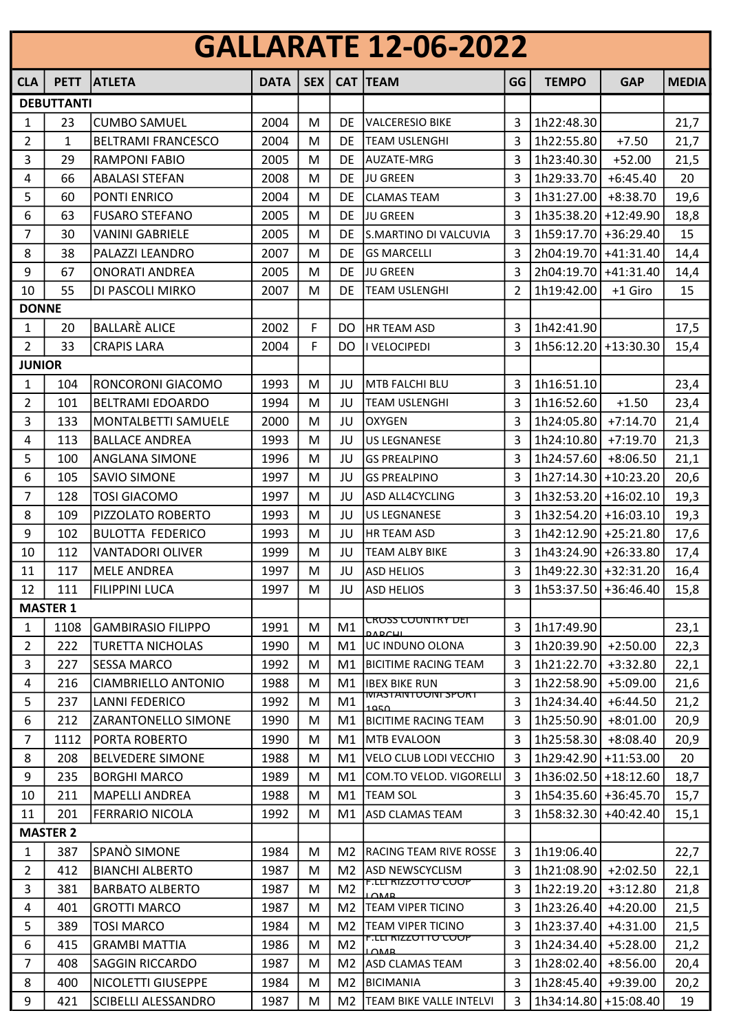# GALLARATE 12-06-2022

| CLA | PETT | ATLETA | DATA | SEX | CAT | TEAM | GG | TEMPO | GAP | MEDIA |
|---|---|---|---|---|---|---|---|---|---|---|
| **DEBUTTANTI** | | | | | | | | | | |
| 1 | 23 | CUMBO SAMUEL | 2004 | M | DE | VALCERESIO BIKE | 3 | 1h22:48.30 | | 21,7 |
| 2 | 1 | BELTRAMI FRANCESCO | 2004 | M | DE | TEAM USLENGHI | 3 | 1h22:55.80 | +7.50 | 21,7 |
| 3 | 29 | RAMPONI FABIO | 2005 | M | DE | AUZATE-MRG | 3 | 1h23:40.30 | +52.00 | 21,5 |
| 4 | 66 | ABALASI STEFAN | 2008 | M | DE | JU GREEN | 3 | 1h29:33.70 | +6:45.40 | 20 |
| 5 | 60 | PONTI ENRICO | 2004 | M | DE | CLAMAS TEAM | 3 | 1h31:27.00 | +8:38.70 | 19,6 |
| 6 | 63 | FUSARO STEFANO | 2005 | M | DE | JU GREEN | 3 | 1h35:38.20 | +12:49.90 | 18,8 |
| 7 | 30 | VANINI GABRIELE | 2005 | M | DE | S.MARTINO DI VALCUVIA | 3 | 1h59:17.70 | +36:29.40 | 15 |
| 8 | 38 | PALAZZI LEANDRO | 2007 | M | DE | GS MARCELLI | 3 | 2h04:19.70 | +41:31.40 | 14,4 |
| 9 | 67 | ONORATI ANDREA | 2005 | M | DE | JU GREEN | 3 | 2h04:19.70 | +41:31.40 | 14,4 |
| 10 | 55 | DI PASCOLI MIRKO | 2007 | M | DE | TEAM USLENGHI | 2 | 1h19:42.00 | +1 Giro | 15 |
| **DONNE** | | | | | | | | | | |
| 1 | 20 | BALLARÈ ALICE | 2002 | F | DO | HR TEAM ASD | 3 | 1h42:41.90 | | 17,5 |
| 2 | 33 | CRAPIS LARA | 2004 | F | DO | I VELOCIPEDI | 3 | 1h56:12.20 | +13:30.30 | 15,4 |
| **JUNIOR** | | | | | | | | | | |
| 1 | 104 | RONCORONI GIACOMO | 1993 | M | JU | MTB FALCHI BLU | 3 | 1h16:51.10 | | 23,4 |
| 2 | 101 | BELTRAMI EDOARDO | 1994 | M | JU | TEAM USLENGHI | 3 | 1h16:52.60 | +1.50 | 23,4 |
| 3 | 133 | MONTALBETTI SAMUELE | 2000 | M | JU | OXYGEN | 3 | 1h24:05.80 | +7:14.70 | 21,4 |
| 4 | 113 | BALLACE ANDREA | 1993 | M | JU | US LEGNANESE | 3 | 1h24:10.80 | +7:19.70 | 21,3 |
| 5 | 100 | ANGLANA SIMONE | 1996 | M | JU | GS PREALPINO | 3 | 1h24:57.60 | +8:06.50 | 21,1 |
| 6 | 105 | SAVIO SIMONE | 1997 | M | JU | GS PREALPINO | 3 | 1h27:14.30 | +10:23.20 | 20,6 |
| 7 | 128 | TOSI GIACOMO | 1997 | M | JU | ASD ALL4CYCLING | 3 | 1h32:53.20 | +16:02.10 | 19,3 |
| 8 | 109 | PIZZOLATO ROBERTO | 1993 | M | JU | US LEGNANESE | 3 | 1h32:54.20 | +16:03.10 | 19,3 |
| 9 | 102 | BULOTTA FEDERICO | 1993 | M | JU | HR TEAM ASD | 3 | 1h42:12.90 | +25:21.80 | 17,6 |
| 10 | 112 | VANTADORI OLIVER | 1999 | M | JU | TEAM ALBY BIKE | 3 | 1h43:24.90 | +26:33.80 | 17,4 |
| 11 | 117 | MELE ANDREA | 1997 | M | JU | ASD HELIOS | 3 | 1h49:22.30 | +32:31.20 | 16,4 |
| 12 | 111 | FILIPPINI LUCA | 1997 | M | JU | ASD HELIOS | 3 | 1h53:37.50 | +36:46.40 | 15,8 |
| **MASTER 1** | | | | | | | | | | |
| 1 | 1108 | GAMBIRASIO FILIPPO | 1991 | M | M1 | CROSS COUNTRY DEI PARCHI | 3 | 1h17:49.90 | | 23,1 |
| 2 | 222 | TURETTA NICHOLAS | 1990 | M | M1 | UC INDUNO OLONA | 3 | 1h20:39.90 | +2:50.00 | 22,3 |
| 3 | 227 | SESSA MARCO | 1992 | M | M1 | BICITIME RACING TEAM | 3 | 1h21:22.70 | +3:32.80 | 22,1 |
| 4 | 216 | CIAMBRIELLO ANTONIO | 1988 | M | M1 | IBEX BIKE RUN | 3 | 1h22:58.90 | +5:09.00 | 21,6 |
| 5 | 237 | LANNI FEDERICO | 1992 | M | M1 | MASTANTUONI SPORT 1950 | 3 | 1h24:34.40 | +6:44.50 | 21,2 |
| 6 | 212 | ZARANTONELLO SIMONE | 1990 | M | M1 | BICITIME RACING TEAM | 3 | 1h25:50.90 | +8:01.00 | 20,9 |
| 7 | 1112 | PORTA ROBERTO | 1990 | M | M1 | MTB EVALOON | 3 | 1h25:58.30 | +8:08.40 | 20,9 |
| 8 | 208 | BELVEDERE SIMONE | 1988 | M | M1 | VELO CLUB LODI VECCHIO | 3 | 1h29:42.90 | +11:53.00 | 20 |
| 9 | 235 | BORGHI MARCO | 1989 | M | M1 | COM.TO VELOD. VIGORELLI | 3 | 1h36:02.50 | +18:12.60 | 18,7 |
| 10 | 211 | MAPELLI ANDREA | 1988 | M | M1 | TEAM SOL | 3 | 1h54:35.60 | +36:45.70 | 15,7 |
| 11 | 201 | FERRARIO NICOLA | 1992 | M | M1 | ASD CLAMAS TEAM | 3 | 1h58:32.30 | +40:42.40 | 15,1 |
| **MASTER 2** | | | | | | | | | | |
| 1 | 387 | SPANÒ SIMONE | 1984 | M | M2 | RACING TEAM RIVE ROSSE | 3 | 1h19:06.40 | | 22,7 |
| 2 | 412 | BIANCHI ALBERTO | 1987 | M | M2 | ASD NEWSCYCLISM | 3 | 1h21:08.90 | +2:02.50 | 22,1 |
| 3 | 381 | BARBATO ALBERTO | 1987 | M | M2 | F.LLI RIZZOTTO COOP LOMB. | 3 | 1h22:19.20 | +3:12.80 | 21,8 |
| 4 | 401 | GROTTI MARCO | 1987 | M | M2 | TEAM VIPER TICINO | 3 | 1h23:26.40 | +4:20.00 | 21,5 |
| 5 | 389 | TOSI MARCO | 1984 | M | M2 | TEAM VIPER TICINO | 3 | 1h23:37.40 | +4:31.00 | 21,5 |
| 6 | 415 | GRAMBI MATTIA | 1986 | M | M2 | F.LLI RIZZOTTO COOP LOMB. | 3 | 1h24:34.40 | +5:28.00 | 21,2 |
| 7 | 408 | SAGGIN RICCARDO | 1987 | M | M2 | ASD CLAMAS TEAM | 3 | 1h28:02.40 | +8:56.00 | 20,4 |
| 8 | 400 | NICOLETTI GIUSEPPE | 1984 | M | M2 | BICIMANIA | 3 | 1h28:45.40 | +9:39.00 | 20,2 |
| 9 | 421 | SCIBELLI ALESSANDRO | 1987 | M | M2 | TEAM BIKE VALLE INTELVI | 3 | 1h34:14.80 | +15:08.40 | 19 |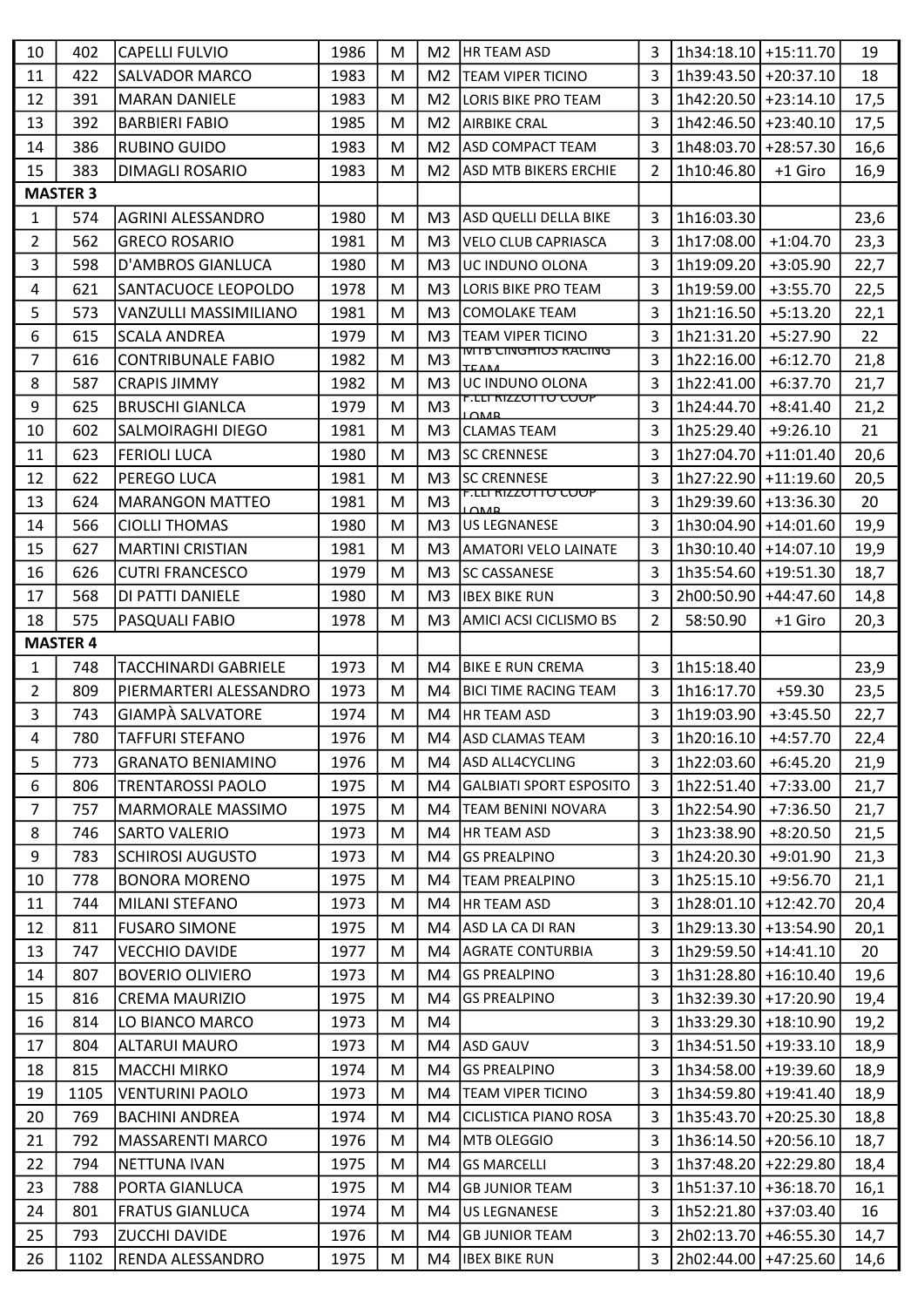| 10 | 402 | CAPELLI FULVIO | 1986 | M | M2 | HR TEAM ASD | 3 | 1h34:18.10 | +15:11.70 | 19 |
|---|---|---|---|---|---|---|---|---|---|---|
| 11 | 422 | SALVADOR MARCO | 1983 | M | M2 | TEAM VIPER TICINO | 3 | 1h39:43.50 | +20:37.10 | 18 |
| 12 | 391 | MARAN DANIELE | 1983 | M | M2 | LORIS BIKE PRO TEAM | 3 | 1h42:20.50 | +23:14.10 | 17,5 |
| 13 | 392 | BARBIERI FABIO | 1985 | M | M2 | AIRBIKE CRAL | 3 | 1h42:46.50 | +23:40.10 | 17,5 |
| 14 | 386 | RUBINO GUIDO | 1983 | M | M2 | ASD COMPACT TEAM | 3 | 1h48:03.70 | +28:57.30 | 16,6 |
| 15 | 383 | DIMAGLI ROSARIO | 1983 | M | M2 | ASD MTB BIKERS ERCHIE | 2 | 1h10:46.80 | +1 Giro | 16,9 |
| **MASTER 3** | | | | | | | | | | |
| 1 | 574 | AGRINI ALESSANDRO | 1980 | M | M3 | ASD QUELLI DELLA BIKE | 3 | 1h16:03.30 | | 23,6 |
| 2 | 562 | GRECO ROSARIO | 1981 | M | M3 | VELO CLUB CAPRIASCA | 3 | 1h17:08.00 | +1:04.70 | 23,3 |
| 3 | 598 | D'AMBROS GIANLUCA | 1980 | M | M3 | UC INDUNO OLONA | 3 | 1h19:09.20 | +3:05.90 | 22,7 |
| 4 | 621 | SANTACUOCE LEOPOLDO | 1978 | M | M3 | LORIS BIKE PRO TEAM | 3 | 1h19:59.00 | +3:55.70 | 22,5 |
| 5 | 573 | VANZULLI MASSIMILIANO | 1981 | M | M3 | COMOLAKE TEAM | 3 | 1h21:16.50 | +5:13.20 | 22,1 |
| 6 | 615 | SCALA ANDREA | 1979 | M | M3 | TEAM VIPER TICINO | 3 | 1h21:31.20 | +5:27.90 | 22 |
| 7 | 616 | CONTRIBUNALE FABIO | 1982 | M | M3 | MTB CINGHIOS RACING TEAM | 3 | 1h22:16.00 | +6:12.70 | 21,8 |
| 8 | 587 | CRAPIS JIMMY | 1982 | M | M3 | UC INDUNO OLONA | 3 | 1h22:41.00 | +6:37.70 | 21,7 |
| 9 | 625 | BRUSCHI GIANLCA | 1979 | M | M3 | F.LLI RIZZOTTO COOP LOMB | 3 | 1h24:44.70 | +8:41.40 | 21,2 |
| 10 | 602 | SALMOIRAGHI DIEGO | 1981 | M | M3 | CLAMAS TEAM | 3 | 1h25:29.40 | +9:26.10 | 21 |
| 11 | 623 | FERIOLI LUCA | 1980 | M | M3 | SC CRENNESE | 3 | 1h27:04.70 | +11:01.40 | 20,6 |
| 12 | 622 | PEREGO LUCA | 1981 | M | M3 | SC CRENNESE | 3 | 1h27:22.90 | +11:19.60 | 20,5 |
| 13 | 624 | MARANGON MATTEO | 1981 | M | M3 | F.LLI RIZZOTTO COOP LOMB | 3 | 1h29:39.60 | +13:36.30 | 20 |
| 14 | 566 | CIOLLI THOMAS | 1980 | M | M3 | US LEGNANESE | 3 | 1h30:04.90 | +14:01.60 | 19,9 |
| 15 | 627 | MARTINI CRISTIAN | 1981 | M | M3 | AMATORI VELO LAINATE | 3 | 1h30:10.40 | +14:07.10 | 19,9 |
| 16 | 626 | CUTRI FRANCESCO | 1979 | M | M3 | SC CASSANESE | 3 | 1h35:54.60 | +19:51.30 | 18,7 |
| 17 | 568 | DI PATTI DANIELE | 1980 | M | M3 | IBEX BIKE RUN | 3 | 2h00:50.90 | +44:47.60 | 14,8 |
| 18 | 575 | PASQUALI FABIO | 1978 | M | M3 | AMICI ACSI CICLISMO BS | 2 | 58:50.90 | +1 Giro | 20,3 |
| **MASTER 4** | | | | | | | | | | |
| 1 | 748 | TACCHINARDI GABRIELE | 1973 | M | M4 | BIKE E RUN CREMA | 3 | 1h15:18.40 | | 23,9 |
| 2 | 809 | PIERMARTERI ALESSANDRO | 1973 | M | M4 | BICI TIME RACING TEAM | 3 | 1h16:17.70 | +59.30 | 23,5 |
| 3 | 743 | GIAMPÀ SALVATORE | 1974 | M | M4 | HR TEAM ASD | 3 | 1h19:03.90 | +3:45.50 | 22,7 |
| 4 | 780 | TAFFURI STEFANO | 1976 | M | M4 | ASD CLAMAS TEAM | 3 | 1h20:16.10 | +4:57.70 | 22,4 |
| 5 | 773 | GRANATO BENIAMINO | 1976 | M | M4 | ASD ALL4CYCLING | 3 | 1h22:03.60 | +6:45.20 | 21,9 |
| 6 | 806 | TRENTAROSSI PAOLO | 1975 | M | M4 | GALBIATI SPORT ESPOSITO | 3 | 1h22:51.40 | +7:33.00 | 21,7 |
| 7 | 757 | MARMORALE MASSIMO | 1975 | M | M4 | TEAM BENINI NOVARA | 3 | 1h22:54.90 | +7:36.50 | 21,7 |
| 8 | 746 | SARTO VALERIO | 1973 | M | M4 | HR TEAM ASD | 3 | 1h23:38.90 | +8:20.50 | 21,5 |
| 9 | 783 | SCHIROSI AUGUSTO | 1973 | M | M4 | GS PREALPINO | 3 | 1h24:20.30 | +9:01.90 | 21,3 |
| 10 | 778 | BONORA MORENO | 1975 | M | M4 | TEAM PREALPINO | 3 | 1h25:15.10 | +9:56.70 | 21,1 |
| 11 | 744 | MILANI STEFANO | 1973 | M | M4 | HR TEAM ASD | 3 | 1h28:01.10 | +12:42.70 | 20,4 |
| 12 | 811 | FUSARO SIMONE | 1975 | M | M4 | ASD LA CA DI RAN | 3 | 1h29:13.30 | +13:54.90 | 20,1 |
| 13 | 747 | VECCHIO DAVIDE | 1977 | M | M4 | AGRATE CONTURBIA | 3 | 1h29:59.50 | +14:41.10 | 20 |
| 14 | 807 | BOVERIO OLIVIERO | 1973 | M | M4 | GS PREALPINO | 3 | 1h31:28.80 | +16:10.40 | 19,6 |
| 15 | 816 | CREMA MAURIZIO | 1975 | M | M4 | GS PREALPINO | 3 | 1h32:39.30 | +17:20.90 | 19,4 |
| 16 | 814 | LO BIANCO MARCO | 1973 | M | M4 | | 3 | 1h33:29.30 | +18:10.90 | 19,2 |
| 17 | 804 | ALTARUI MAURO | 1973 | M | M4 | ASD GAUV | 3 | 1h34:51.50 | +19:33.10 | 18,9 |
| 18 | 815 | MACCHI MIRKO | 1974 | M | M4 | GS PREALPINO | 3 | 1h34:58.00 | +19:39.60 | 18,9 |
| 19 | 1105 | VENTURINI PAOLO | 1973 | M | M4 | TEAM VIPER TICINO | 3 | 1h34:59.80 | +19:41.40 | 18,9 |
| 20 | 769 | BACHINI ANDREA | 1974 | M | M4 | CICLISTICA PIANO ROSA | 3 | 1h35:43.70 | +20:25.30 | 18,8 |
| 21 | 792 | MASSARENTI MARCO | 1976 | M | M4 | MTB OLEGGIO | 3 | 1h36:14.50 | +20:56.10 | 18,7 |
| 22 | 794 | NETTUNA IVAN | 1975 | M | M4 | GS MARCELLI | 3 | 1h37:48.20 | +22:29.80 | 18,4 |
| 23 | 788 | PORTA GIANLUCA | 1975 | M | M4 | GB JUNIOR TEAM | 3 | 1h51:37.10 | +36:18.70 | 16,1 |
| 24 | 801 | FRATUS GIANLUCA | 1974 | M | M4 | US LEGNANESE | 3 | 1h52:21.80 | +37:03.40 | 16 |
| 25 | 793 | ZUCCHI DAVIDE | 1976 | M | M4 | GB JUNIOR TEAM | 3 | 2h02:13.70 | +46:55.30 | 14,7 |
| 26 | 1102 | RENDA ALESSANDRO | 1975 | M | M4 | IBEX BIKE RUN | 3 | 2h02:44.00 | +47:25.60 | 14,6 |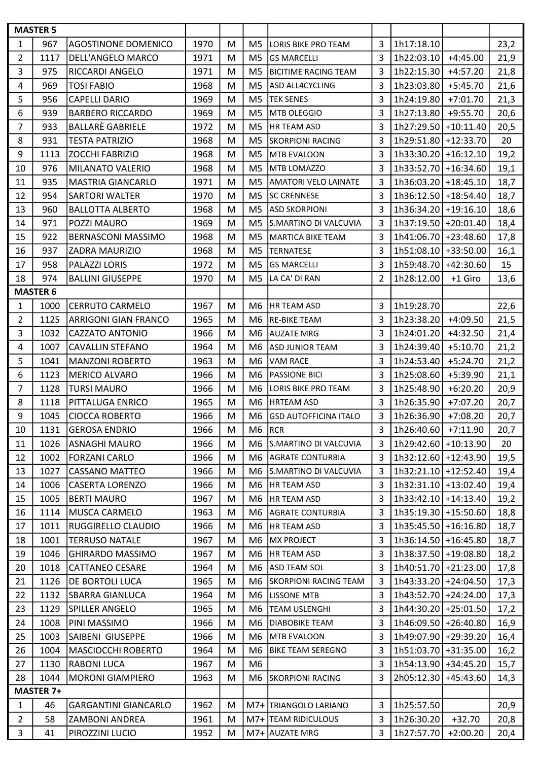| MASTER 5 | | | | | | | | | | |
|---|---|---|---|---|---|---|---|---|---|---|
| 1 | 967 | AGOSTINONE DOMENICO | 1970 | M | M5 | LORIS BIKE PRO TEAM | 3 | 1h17:18.10 | | 23,2 |
| 2 | 1117 | DELL'ANGELO MARCO | 1971 | M | M5 | GS MARCELLI | 3 | 1h22:03.10 | +4:45.00 | 21,9 |
| 3 | 975 | RICCARDI ANGELO | 1971 | M | M5 | BICITIME RACING TEAM | 3 | 1h22:15.30 | +4:57.20 | 21,8 |
| 4 | 969 | TOSI FABIO | 1968 | M | M5 | ASD ALL4CYCLING | 3 | 1h23:03.80 | +5:45.70 | 21,6 |
| 5 | 956 | CAPELLI DARIO | 1969 | M | M5 | TEK SENES | 3 | 1h24:19.80 | +7:01.70 | 21,3 |
| 6 | 939 | BARBERO RICCARDO | 1969 | M | M5 | MTB OLEGGIO | 3 | 1h27:13.80 | +9:55.70 | 20,6 |
| 7 | 933 | BALLARÈ GABRIELE | 1972 | M | M5 | HR TEAM ASD | 3 | 1h27:29.50 | +10:11.40 | 20,5 |
| 8 | 931 | TESTA PATRIZIO | 1968 | M | M5 | SKORPIONI RACING | 3 | 1h29:51.80 | +12:33.70 | 20 |
| 9 | 1113 | ZOCCHI FABRIZIO | 1968 | M | M5 | MTB EVALOON | 3 | 1h33:30.20 | +16:12.10 | 19,2 |
| 10 | 976 | MILANATO VALERIO | 1968 | M | M5 | MTB LOMAZZO | 3 | 1h33:52.70 | +16:34.60 | 19,1 |
| 11 | 935 | MASTRIA GIANCARLO | 1971 | M | M5 | AMATORI VELO LAINATE | 3 | 1h36:03.20 | +18:45.10 | 18,7 |
| 12 | 954 | SARTORI WALTER | 1970 | M | M5 | SC CRENNESE | 3 | 1h36:12.50 | +18:54.40 | 18,7 |
| 13 | 960 | BALLOTTA ALBERTO | 1968 | M | M5 | ASD SKORPIONI | 3 | 1h36:34.20 | +19:16.10 | 18,6 |
| 14 | 971 | POZZI MAURO | 1969 | M | M5 | S.MARTINO DI VALCUVIA | 3 | 1h37:19.50 | +20:01.40 | 18,4 |
| 15 | 922 | BERNASCONI MASSIMO | 1968 | M | M5 | MARTICA BIKE TEAM | 3 | 1h41:06.70 | +23:48.60 | 17,8 |
| 16 | 937 | ZADRA MAURIZIO | 1968 | M | M5 | TERNATESE | 3 | 1h51:08.10 | +33:50.00 | 16,1 |
| 17 | 958 | PALAZZI LORIS | 1972 | M | M5 | GS MARCELLI | 3 | 1h59:48.70 | +42:30.60 | 15 |
| 18 | 974 | BALLINI GIUSEPPE | 1970 | M | M5 | LA CA' DI RAN | 2 | 1h28:12.00 | +1 Giro | 13,6 |
| **MASTER 6** | | | | | | | | | | |
| 1 | 1000 | CERRUTO CARMELO | 1967 | M | M6 | HR TEAM ASD | 3 | 1h19:28.70 | | 22,6 |
| 2 | 1125 | ARRIGONI GIAN FRANCO | 1965 | M | M6 | RE-BIKE TEAM | 3 | 1h23:38.20 | +4:09.50 | 21,5 |
| 3 | 1032 | CAZZATO ANTONIO | 1966 | M | M6 | AUZATE MRG | 3 | 1h24:01.20 | +4:32.50 | 21,4 |
| 4 | 1007 | CAVALLIN STEFANO | 1964 | M | M6 | ASD JUNIOR TEAM | 3 | 1h24:39.40 | +5:10.70 | 21,2 |
| 5 | 1041 | MANZONI ROBERTO | 1963 | M | M6 | VAM RACE | 3 | 1h24:53.40 | +5:24.70 | 21,2 |
| 6 | 1123 | MERICO ALVARO | 1966 | M | M6 | PASSIONE BICI | 3 | 1h25:08.60 | +5:39.90 | 21,1 |
| 7 | 1128 | TURSI MAURO | 1966 | M | M6 | LORIS BIKE PRO TEAM | 3 | 1h25:48.90 | +6:20.20 | 20,9 |
| 8 | 1118 | PITTALUGA ENRICO | 1965 | M | M6 | HRTEAM ASD | 3 | 1h26:35.90 | +7:07.20 | 20,7 |
| 9 | 1045 | CIOCCA ROBERTO | 1966 | M | M6 | GSD AUTOFFICINA ITALO | 3 | 1h26:36.90 | +7:08.20 | 20,7 |
| 10 | 1131 | GEROSA ENDRIO | 1966 | M | M6 | RCR | 3 | 1h26:40.60 | +7:11.90 | 20,7 |
| 11 | 1026 | ASNAGHI MAURO | 1966 | M | M6 | S.MARTINO DI VALCUVIA | 3 | 1h29:42.60 | +10:13.90 | 20 |
| 12 | 1002 | FORZANI CARLO | 1966 | M | M6 | AGRATE CONTURBIA | 3 | 1h32:12.60 | +12:43.90 | 19,5 |
| 13 | 1027 | CASSANO MATTEO | 1966 | M | M6 | S.MARTINO DI VALCUVIA | 3 | 1h32:21.10 | +12:52.40 | 19,4 |
| 14 | 1006 | CASERTA LORENZO | 1966 | M | M6 | HR TEAM ASD | 3 | 1h32:31.10 | +13:02.40 | 19,4 |
| 15 | 1005 | BERTI MAURO | 1967 | M | M6 | HR TEAM ASD | 3 | 1h33:42.10 | +14:13.40 | 19,2 |
| 16 | 1114 | MUSCA CARMELO | 1963 | M | M6 | AGRATE CONTURBIA | 3 | 1h35:19.30 | +15:50.60 | 18,8 |
| 17 | 1011 | RUGGIRELLO CLAUDIO | 1966 | M | M6 | HR TEAM ASD | 3 | 1h35:45.50 | +16:16.80 | 18,7 |
| 18 | 1001 | TERRUSO NATALE | 1967 | M | M6 | MX PROJECT | 3 | 1h36:14.50 | +16:45.80 | 18,7 |
| 19 | 1046 | GHIRARDO MASSIMO | 1967 | M | M6 | HR TEAM ASD | 3 | 1h38:37.50 | +19:08.80 | 18,2 |
| 20 | 1018 | CATTANEO CESARE | 1964 | M | M6 | ASD TEAM SOL | 3 | 1h40:51.70 | +21:23.00 | 17,8 |
| 21 | 1126 | DE BORTOLI LUCA | 1965 | M | M6 | SKORPIONI RACING TEAM | 3 | 1h43:33.20 | +24:04.50 | 17,3 |
| 22 | 1132 | SBARRA GIANLUCA | 1964 | M | M6 | LISSONE MTB | 3 | 1h43:52.70 | +24:24.00 | 17,3 |
| 23 | 1129 | SPILLER ANGELO | 1965 | M | M6 | TEAM USLENGHI | 3 | 1h44:30.20 | +25:01.50 | 17,2 |
| 24 | 1008 | PINI MASSIMO | 1966 | M | M6 | DIABOBIKE TEAM | 3 | 1h46:09.50 | +26:40.80 | 16,9 |
| 25 | 1003 | SAIBENI GIUSEPPE | 1966 | M | M6 | MTB EVALOON | 3 | 1h49:07.90 | +29:39.20 | 16,4 |
| 26 | 1004 | MASCIOCCHI ROBERTO | 1964 | M | M6 | BIKE TEAM SEREGNO | 3 | 1h51:03.70 | +31:35.00 | 16,2 |
| 27 | 1130 | RABONI LUCA | 1967 | M | M6 | | 3 | 1h54:13.90 | +34:45.20 | 15,7 |
| 28 | 1044 | MORONI GIAMPIERO | 1963 | M | M6 | SKORPIONI RACING | 3 | 2h05:12.30 | +45:43.60 | 14,3 |
| **MASTER 7+** | | | | | | | | | | |
| 1 | 46 | GARGANTINI GIANCARLO | 1962 | M | M7+ | TRIANGOLO LARIANO | 3 | 1h25:57.50 | | 20,9 |
| 2 | 58 | ZAMBONI ANDREA | 1961 | M | M7+ | TEAM RIDICULOUS | 3 | 1h26:30.20 | +32.70 | 20,8 |
| 3 | 41 | PIROZZINI LUCIO | 1952 | M | M7+ | AUZATE MRG | 3 | 1h27:57.70 | +2:00.20 | 20,4 |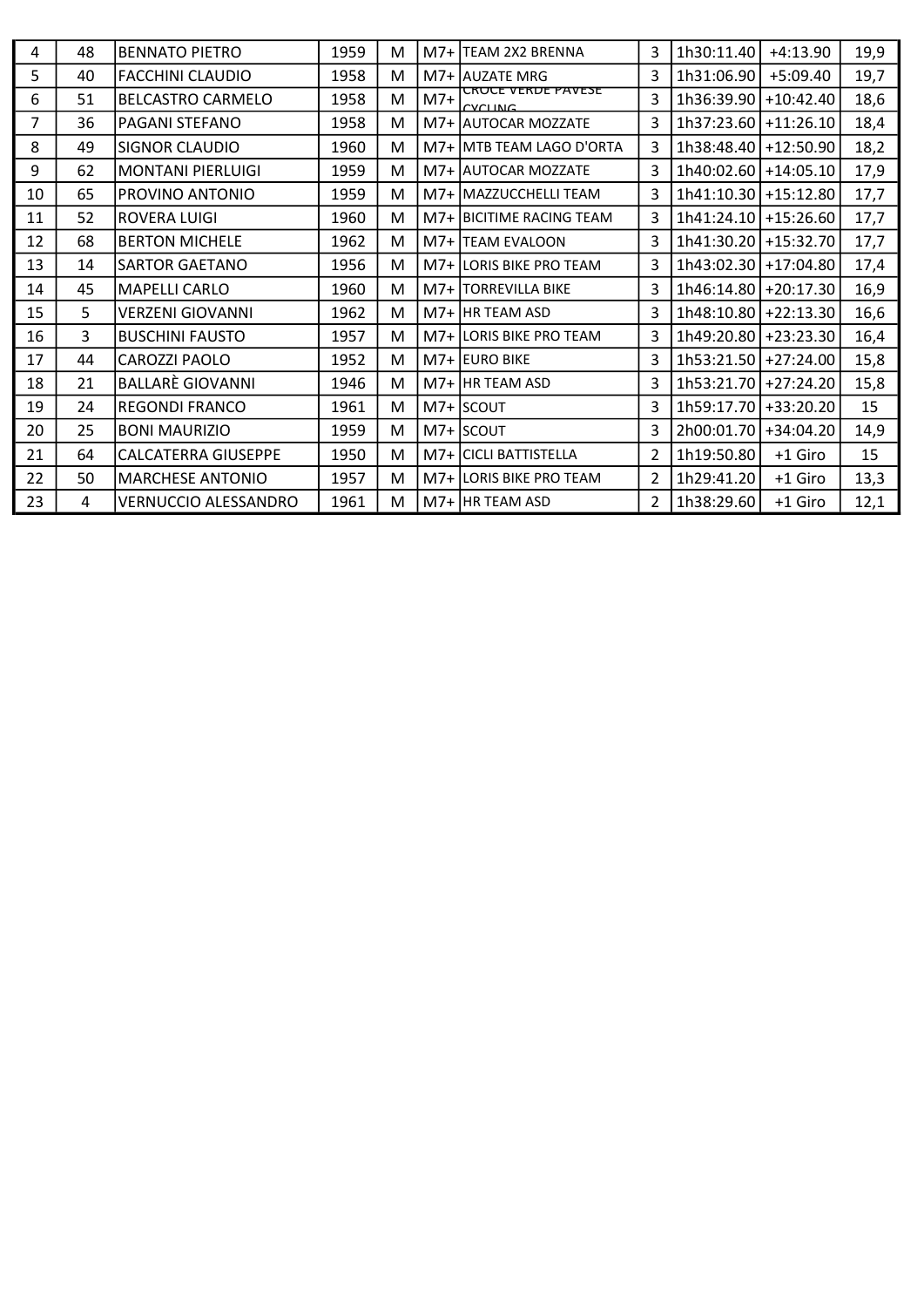| | | | | | | | | | | |
|---|---|---|---|---|---|---|---|---|---|---|
| 4 | 48 | BENNATO PIETRO | 1959 | M | M7+ | TEAM 2X2 BRENNA | 3 | 1h30:11.40 | +4:13.90 | 19,9 |
| 5 | 40 | FACCHINI CLAUDIO | 1958 | M | M7+ | AUZATE MRG | 3 | 1h31:06.90 | +5:09.40 | 19,7 |
| 6 | 51 | BELCASTRO CARMELO | 1958 | M | M7+ | CROCE VERDE PAVESE CYCLING | 3 | 1h36:39.90 | +10:42.40 | 18,6 |
| 7 | 36 | PAGANI STEFANO | 1958 | M | M7+ | AUTOCAR MOZZATE | 3 | 1h37:23.60 | +11:26.10 | 18,4 |
| 8 | 49 | SIGNOR CLAUDIO | 1960 | M | M7+ | MTB TEAM LAGO D'ORTA | 3 | 1h38:48.40 | +12:50.90 | 18,2 |
| 9 | 62 | MONTANI PIERLUIGI | 1959 | M | M7+ | AUTOCAR MOZZATE | 3 | 1h40:02.60 | +14:05.10 | 17,9 |
| 10 | 65 | PROVINO ANTONIO | 1959 | M | M7+ | MAZZUCCHELLI TEAM | 3 | 1h41:10.30 | +15:12.80 | 17,7 |
| 11 | 52 | ROVERA LUIGI | 1960 | M | M7+ | BICITIME RACING TEAM | 3 | 1h41:24.10 | +15:26.60 | 17,7 |
| 12 | 68 | BERTON MICHELE | 1962 | M | M7+ | TEAM EVALOON | 3 | 1h41:30.20 | +15:32.70 | 17,7 |
| 13 | 14 | SARTOR GAETANO | 1956 | M | M7+ | LORIS BIKE PRO TEAM | 3 | 1h43:02.30 | +17:04.80 | 17,4 |
| 14 | 45 | MAPELLI CARLO | 1960 | M | M7+ | TORREVILLA BIKE | 3 | 1h46:14.80 | +20:17.30 | 16,9 |
| 15 | 5 | VERZENI GIOVANNI | 1962 | M | M7+ | HR TEAM ASD | 3 | 1h48:10.80 | +22:13.30 | 16,6 |
| 16 | 3 | BUSCHINI FAUSTO | 1957 | M | M7+ | LORIS BIKE PRO TEAM | 3 | 1h49:20.80 | +23:23.30 | 16,4 |
| 17 | 44 | CAROZZI PAOLO | 1952 | M | M7+ | EURO BIKE | 3 | 1h53:21.50 | +27:24.00 | 15,8 |
| 18 | 21 | BALLARÈ GIOVANNI | 1946 | M | M7+ | HR TEAM ASD | 3 | 1h53:21.70 | +27:24.20 | 15,8 |
| 19 | 24 | REGONDI FRANCO | 1961 | M | M7+ | SCOUT | 3 | 1h59:17.70 | +33:20.20 | 15 |
| 20 | 25 | BONI MAURIZIO | 1959 | M | M7+ | SCOUT | 3 | 2h00:01.70 | +34:04.20 | 14,9 |
| 21 | 64 | CALCATERRA GIUSEPPE | 1950 | M | M7+ | CICLI BATTISTELLA | 2 | 1h19:50.80 | +1 Giro | 15 |
| 22 | 50 | MARCHESE ANTONIO | 1957 | M | M7+ | LORIS BIKE PRO TEAM | 2 | 1h29:41.20 | +1 Giro | 13,3 |
| 23 | 4 | VERNUCCIO ALESSANDRO | 1961 | M | M7+ | HR TEAM ASD | 2 | 1h38:29.60 | +1 Giro | 12,1 |